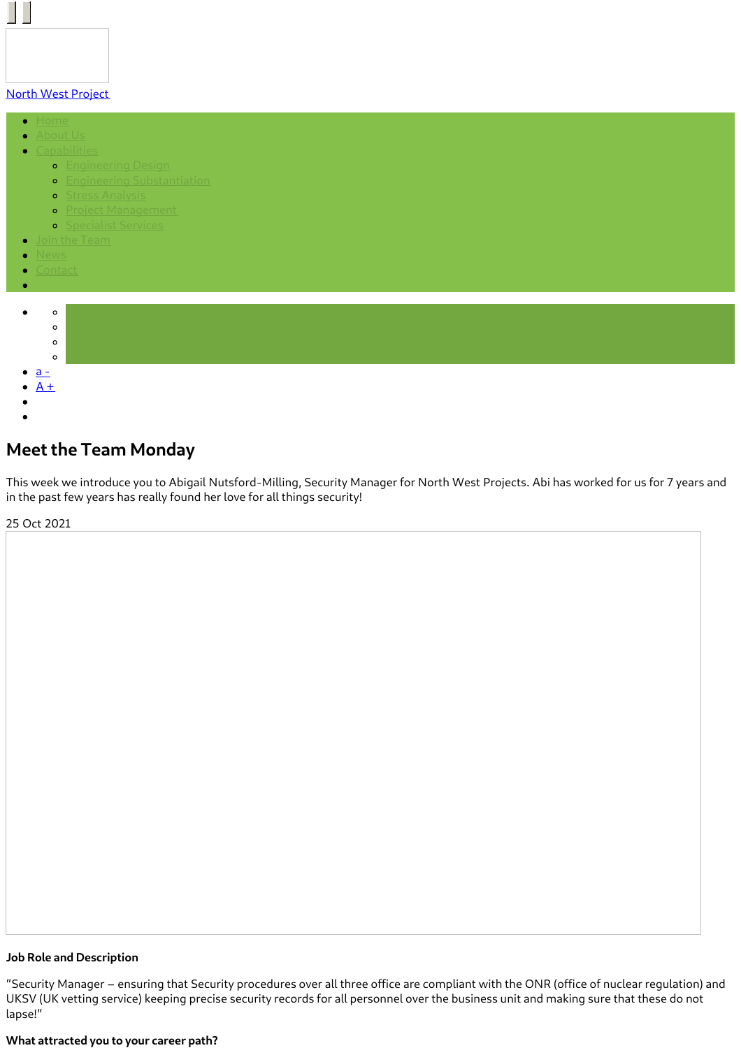North West Project

- Home
- About Us
- Capabilities
  - Engineering Design
  - Engineering Substantiation
  - Stress Analysis
  - Project Management
  - Specialist Services
- Join the Team
- News
- Contact

- a -
- A +

# Meet the Team Monday

This week we introduce you to Abigail Nutsford-Milling, Security Manager for North West Projects. Abi has worked for us for 7 years and in the past few years has really found her love for all things security!

25 Oct 2021

**Job Role and Description**

"Security Manager – ensuring that Security procedures over all three office are compliant with the ONR (office of nuclear regulation) and UKSV (UK vetting service) keeping precise security records for all personnel over the business unit and making sure that these do not lapse!"

**What attracted you to your career path?**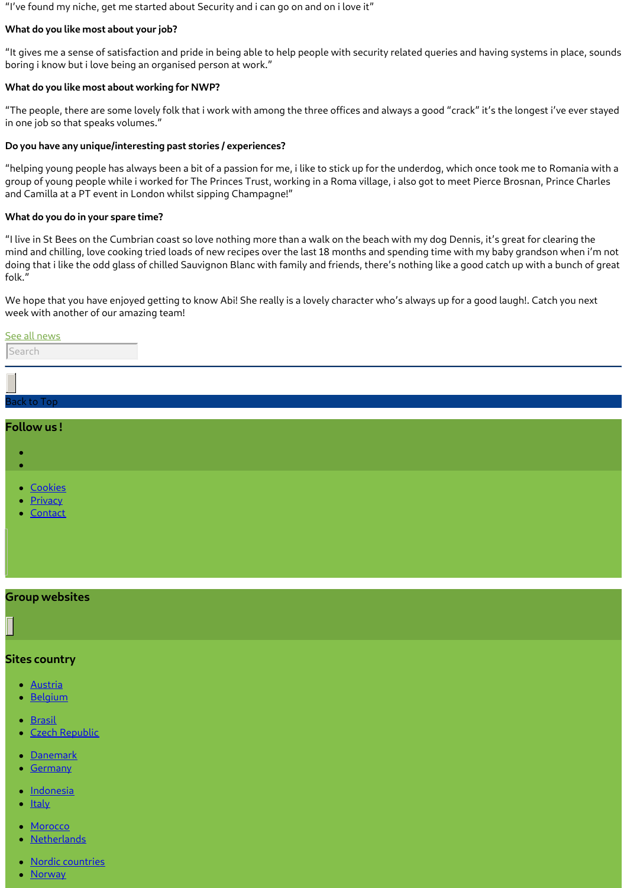"I've found my niche, get me started about Security and i can go on and on i love it"

**What do you like most about your job?**

"It gives me a sense of satisfaction and pride in being able to help people with security related queries and having systems in place, sounds boring i know but i love being an organised person at work."

**What do you like most about working for NWP?**

"The people, there are some lovely folk that i work with among the three offices and always a good "crack" it's the longest i've ever stayed in one job so that speaks volumes."

**Do you have any unique/interesting past stories / experiences?**

"helping young people has always been a bit of a passion for me, i like to stick up for the underdog, which once took me to Romania with a group of young people while i worked for The Princes Trust, working in a Roma village, i also got to meet Pierce Brosnan, Prince Charles and Camilla at a PT event in London whilst sipping Champagne!"

**What do you do in your spare time?**

"I live in St Bees on the Cumbrian coast so love nothing more than a walk on the beach with my dog Dennis, it's great for clearing the mind and chilling, love cooking tried loads of new recipes over the last 18 months and spending time with my baby grandson when i'm not doing that i like the odd glass of chilled Sauvignon Blanc with family and friends, there's nothing like a good catch up with a bunch of great folk."

We hope that you have enjoyed getting to know Abi! She really is a lovely character who's always up for a good laugh!. Catch you next week with another of our amazing team!

See all news

Search

Back to Top

## Follow us !

- Cookies
- Privacy
- Contact

## Group websites

## Sites country

- Austria
- Belgium
- Brasil
- Czech Republic
- Danemark
- Germany
- Indonesia
- Italy
- Morocco
- Netherlands
- Nordic countries
- Norway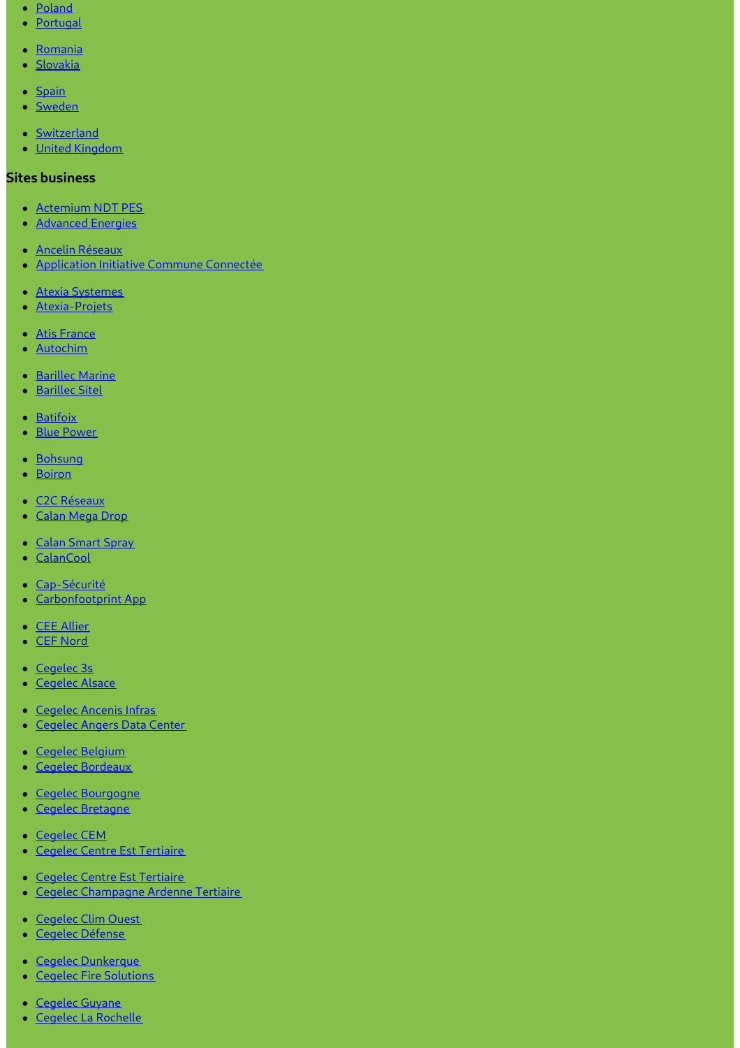- Poland
- Portugal
- Romania
- Slovakia
- Spain
- Sweden
- Switzerland
- United Kingdom

### Sites business

- Actemium NDT PES
- Advanced Energies
- Ancelin Réseaux
- Application Initiative Commune Connectée
- Atexia Systemes
- Atexia-Projets
- Atis France
- Autochim
- Barillec Marine
- Barillec Sitel
- Batifoix
- Blue Power
- Bohsung
- Boiron
- C2C Réseaux
- Calan Mega Drop
- Calan Smart Spray
- CalanCool
- Cap-Sécurité
- Carbonfootprint App
- CEE Allier
- CEF Nord
- Cegelec 3s
- Cegelec Alsace
- Cegelec Ancenis Infras
- Cegelec Angers Data Center
- Cegelec Belgium
- Cegelec Bordeaux
- Cegelec Bourgogne
- Cegelec Bretagne
- Cegelec CEM
- Cegelec Centre Est Tertiaire
- Cegelec Centre Est Tertiaire
- Cegelec Champagne Ardenne Tertiaire
- Cegelec Clim Ouest
- Cegelec Défense
- Cegelec Dunkerque
- Cegelec Fire Solutions
- Cegelec Guyane
- Cegelec La Rochelle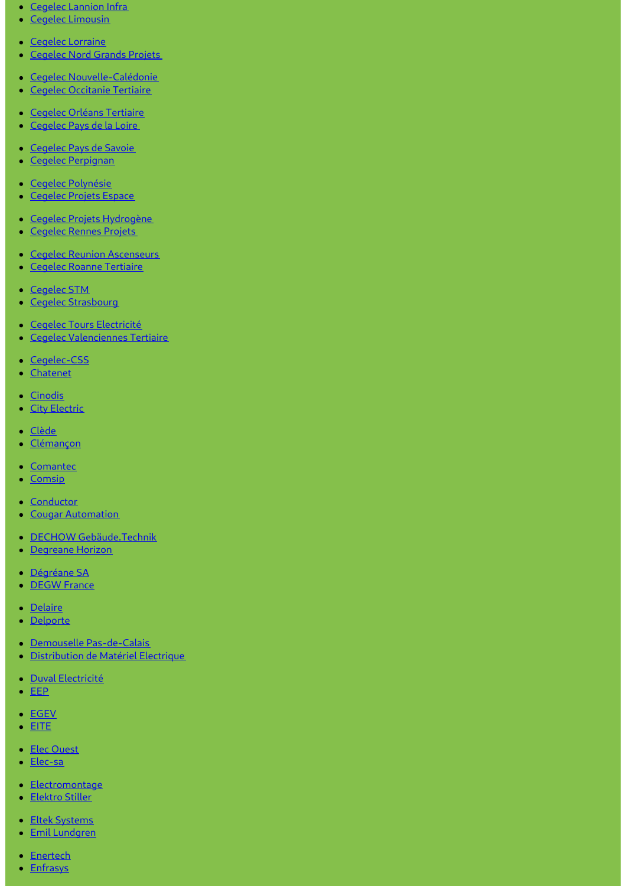- Cegelec Lannion Infra
- Cegelec Limousin

- Cegelec Lorraine
- Cegelec Nord Grands Projets

- Cegelec Nouvelle-Calédonie
- Cegelec Occitanie Tertiaire

- Cegelec Orléans Tertiaire
- Cegelec Pays de la Loire

- Cegelec Pays de Savoie
- Cegelec Perpignan

- Cegelec Polynésie
- Cegelec Projets Espace

- Cegelec Projets Hydrogène
- Cegelec Rennes Projets

- Cegelec Reunion Ascenseurs
- Cegelec Roanne Tertiaire

- Cegelec STM
- Cegelec Strasbourg

- Cegelec Tours Electricité
- Cegelec Valenciennes Tertiaire

- Cegelec-CSS
- Chatenet

- Cinodis
- City Electric

- Clède
- Clémançon

- Comantec
- Comsip

- Conductor
- Cougar Automation

- DECHOW Gebäude.Technik
- Degreane Horizon

- Dégréane SA
- DEGW France

- Delaire
- Delporte

- Demouselle Pas-de-Calais
- Distribution de Matériel Electrique

- Duval Electricité
- EEP

- EGEV
- EITE

- Elec Ouest
- Elec-sa

- Electromontage
- Elektro Stiller

- Eltek Systems
- Emil Lundgren

- Enertech
- Enfrasys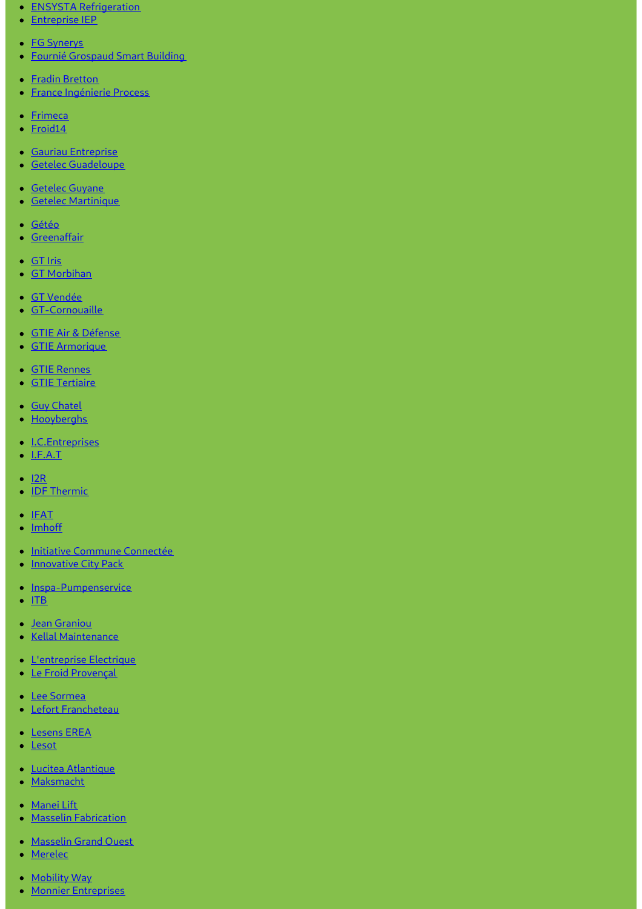- ENSYSTA Refrigeration
- Entreprise IEP
- FG Synerys
- Fournié Grospaud Smart Building
- Fradin Bretton
- France Ingénierie Process
- Frimeca
- Froid14
- Gauriau Entreprise
- Getelec Guadeloupe
- Getelec Guyane
- Getelec Martinique
- Gétéo
- Greenaffair
- GT Iris
- GT Morbihan
- GT Vendée
- GT-Cornouaille
- GTIE Air & Défense
- GTIE Armorique
- GTIE Rennes
- GTIE Tertiaire
- Guy Chatel
- Hooyberghs
- I.C.Entreprises
- I.F.A.T
- I2R
- IDF Thermic
- IFAT
- Imhoff
- Initiative Commune Connectée
- Innovative City Pack
- Inspa-Pumpenservice
- ITB
- Jean Graniou
- Kellal Maintenance
- L'entreprise Electrique
- Le Froid Provençal
- Lee Sormea
- Lefort Francheteau
- Lesens EREA
- Lesot
- Lucitea Atlantique
- Maksmacht
- Manei Lift
- Masselin Fabrication
- Masselin Grand Ouest
- Merelec
- Mobility Way
- Monnier Entreprises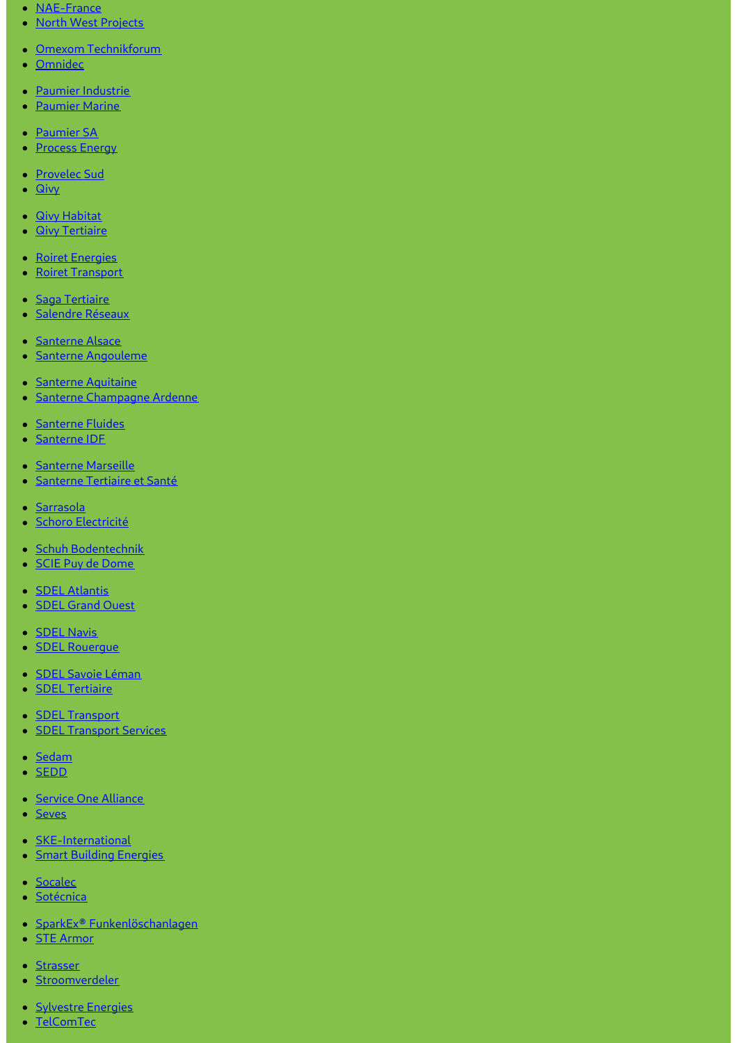- NAE-France
- North West Projects
- Omexom Technikforum
- Omnidec
- Paumier Industrie
- Paumier Marine
- Paumier SA
- Process Energy
- Provelec Sud
- Qivy
- Qivy Habitat
- Qivy Tertiaire
- Roiret Energies
- Roiret Transport
- Saga Tertiaire
- Salendre Réseaux
- Santerne Alsace
- Santerne Angouleme
- Santerne Aquitaine
- Santerne Champagne Ardenne
- Santerne Fluides
- Santerne IDF
- Santerne Marseille
- Santerne Tertiaire et Santé
- Sarrasola
- Schoro Electricité
- Schuh Bodentechnik
- SCIE Puy de Dome
- SDEL Atlantis
- SDEL Grand Ouest
- SDEL Navis
- SDEL Rouergue
- SDEL Savoie Léman
- SDEL Tertiaire
- SDEL Transport
- SDEL Transport Services
- Sedam
- SEDD
- Service One Alliance
- Seves
- SKE-International
- Smart Building Energies
- Socalec
- Sotécnica
- SparkEx® Funkenlöschanlagen
- STE Armor
- Strasser
- Stroomverdeler
- Sylvestre Energies
- TelComTec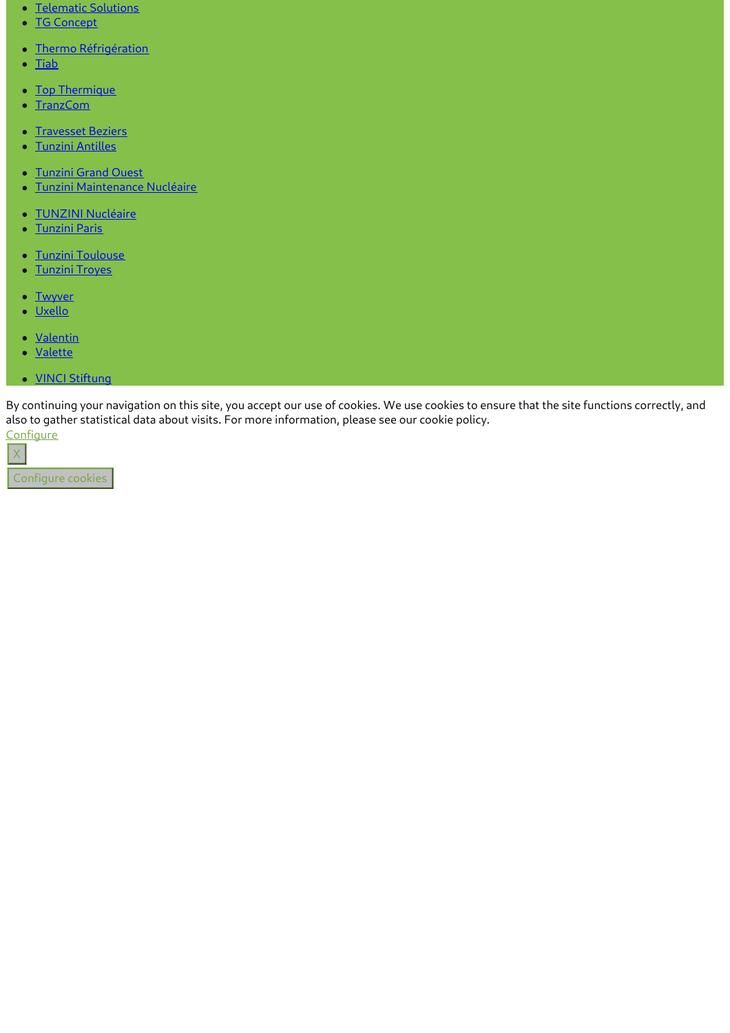- Telematic Solutions
- TG Concept

- Thermo Réfrigération
- Tiab

- Top Thermique
- TranzCom

- Travesset Beziers
- Tunzini Antilles

- Tunzini Grand Ouest
- Tunzini Maintenance Nucléaire

- TUNZINI Nucléaire
- Tunzini Paris

- Tunzini Toulouse
- Tunzini Troyes

- Twyver
- Uxello

- Valentin
- Valette

- VINCI Stiftung

By continuing your navigation on this site, you accept our use of cookies. We use cookies to ensure that the site functions correctly, and also to gather statistical data about visits. For more information, please see our cookie policy.

Configure

X

Configure cookies